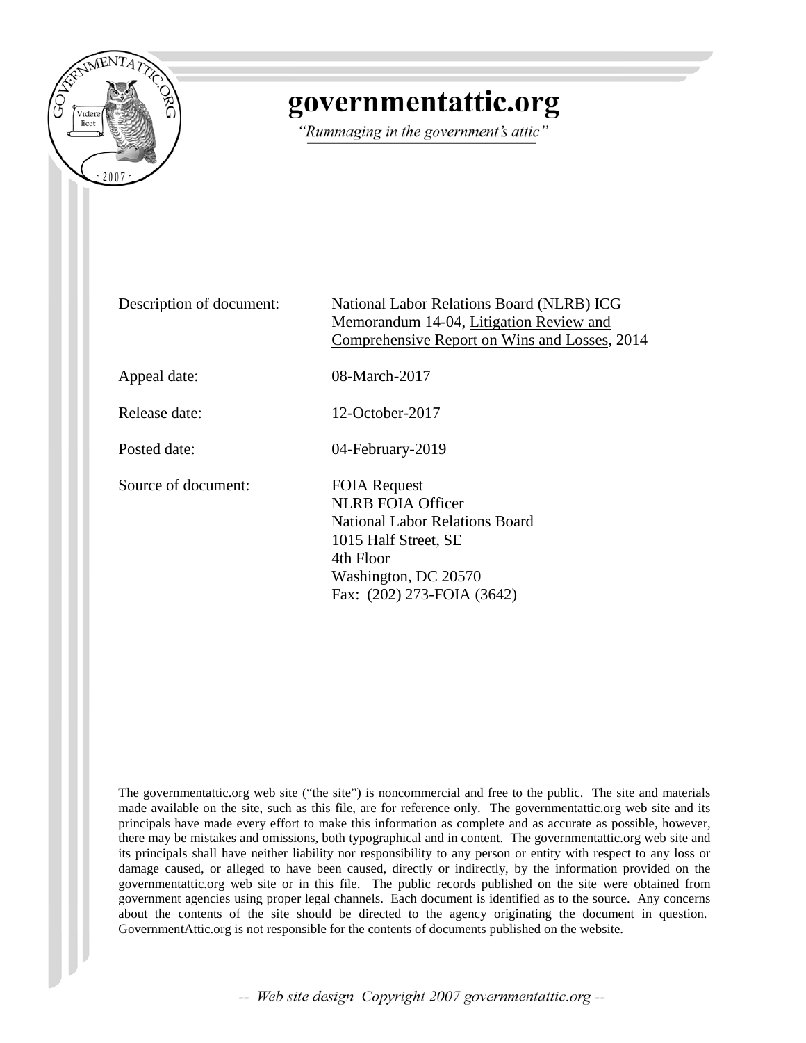# governmentattic.org

*"Rummaging in the government's attic"*

| | |
|---|---|
| Description of document: | National Labor Relations Board (NLRB) ICG Memorandum 14-04, Litigation Review and Comprehensive Report on Wins and Losses, 2014 |
| Appeal date: | 08-March-2017 |
| Release date: | 12-October-2017 |
| Posted date: | 04-February-2019 |
| Source of document: | FOIA Request<br>NLRB FOIA Officer<br>National Labor Relations Board<br>1015 Half Street, SE<br>4th Floor<br>Washington, DC 20570<br>Fax: (202) 273-FOIA (3642) |

The governmentattic.org web site ("the site") is noncommercial and free to the public. The site and materials made available on the site, such as this file, are for reference only. The governmentattic.org web site and its principals have made every effort to make this information as complete and as accurate as possible, however, there may be mistakes and omissions, both typographical and in content. The governmentattic.org web site and its principals shall have neither liability nor responsibility to any person or entity with respect to any loss or damage caused, or alleged to have been caused, directly or indirectly, by the information provided on the governmentattic.org web site or in this file. The public records published on the site were obtained from government agencies using proper legal channels. Each document is identified as to the source. Any concerns about the contents of the site should be directed to the agency originating the document in question. GovernmentAttic.org is not responsible for the contents of documents published on the website.

-- Web site design Copyright 2007 governmentattic.org --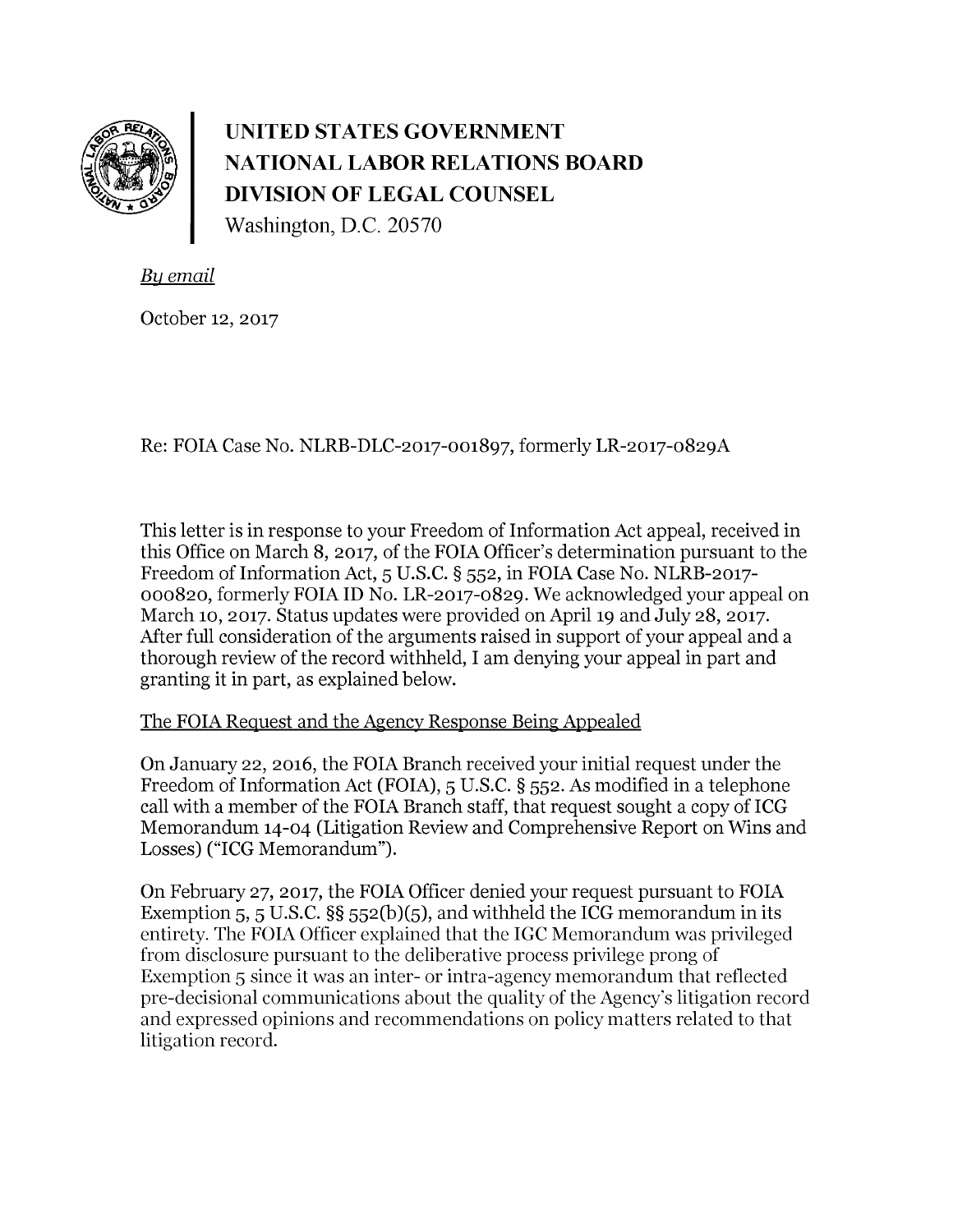# UNITED STATES GOVERNMENT
# NATIONAL LABOR RELATIONS BOARD
# DIVISION OF LEGAL COUNSEL

Washington, D.C. 20570

*By email*

October 12, 2017

Re: FOIA Case No. NLRB-DLC-2017-001897, formerly LR-2017-0829A

This letter is in response to your Freedom of Information Act appeal, received in this Office on March 8, 2017, of the FOIA Officer's determination pursuant to the Freedom of Information Act, 5 U.S.C. § 552, in FOIA Case No. NLRB-2017-000820, formerly FOIA ID No. LR-2017-0829. We acknowledged your appeal on March 10, 2017. Status updates were provided on April 19 and July 28, 2017. After full consideration of the arguments raised in support of your appeal and a thorough review of the record withheld, I am denying your appeal in part and granting it in part, as explained below.

The FOIA Request and the Agency Response Being Appealed

On January 22, 2016, the FOIA Branch received your initial request under the Freedom of Information Act (FOIA), 5 U.S.C. § 552. As modified in a telephone call with a member of the FOIA Branch staff, that request sought a copy of ICG Memorandum 14-04 (Litigation Review and Comprehensive Report on Wins and Losses) ("ICG Memorandum").

On February 27, 2017, the FOIA Officer denied your request pursuant to FOIA Exemption 5, 5 U.S.C. §§ 552(b)(5), and withheld the ICG memorandum in its entirety. The FOIA Officer explained that the IGC Memorandum was privileged from disclosure pursuant to the deliberative process privilege prong of Exemption 5 since it was an inter- or intra-agency memorandum that reflected pre-decisional communications about the quality of the Agency's litigation record and expressed opinions and recommendations on policy matters related to that litigation record.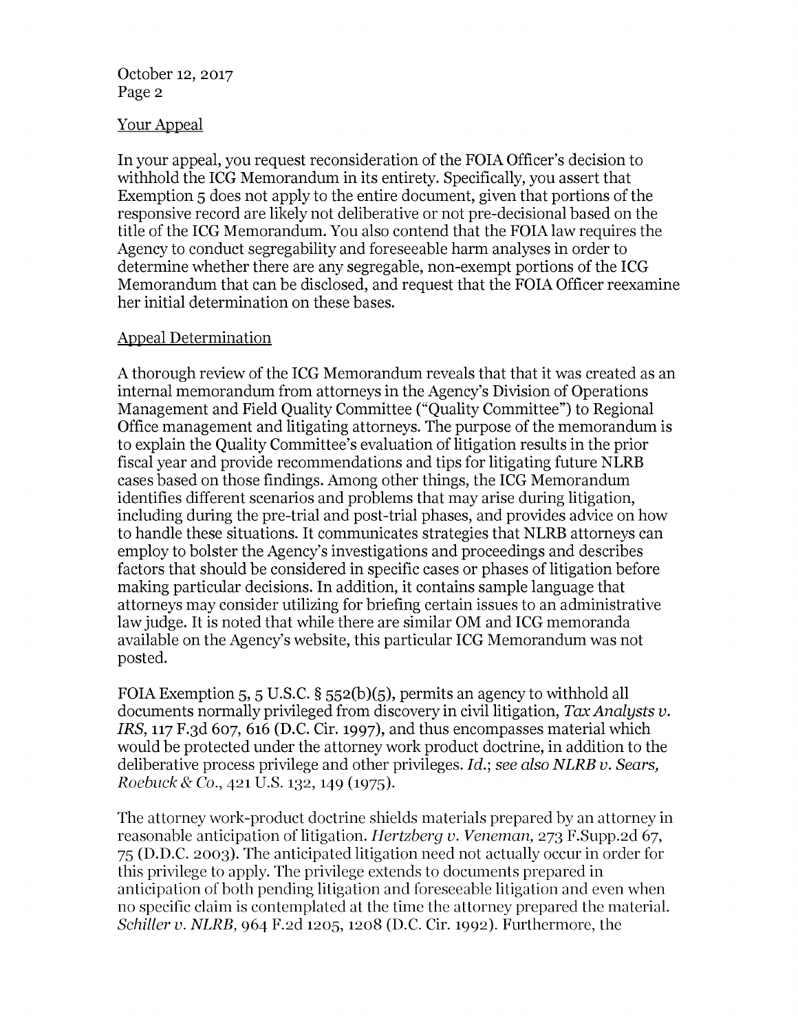## Your Appeal

In your appeal, you request reconsideration of the FOIA Officer's decision to withhold the ICG Memorandum in its entirety. Specifically, you assert that Exemption 5 does not apply to the entire document, given that portions of the responsive record are likely not deliberative or not pre-decisional based on the title of the ICG Memorandum. You also contend that the FOIA law requires the Agency to conduct segregability and foreseeable harm analyses in order to determine whether there are any segregable, non-exempt portions of the ICG Memorandum that can be disclosed, and request that the FOIA Officer reexamine her initial determination on these bases.

## Appeal Determination

A thorough review of the ICG Memorandum reveals that that it was created as an internal memorandum from attorneys in the Agency's Division of Operations Management and Field Quality Committee ("Quality Committee") to Regional Office management and litigating attorneys. The purpose of the memorandum is to explain the Quality Committee's evaluation of litigation results in the prior fiscal year and provide recommendations and tips for litigating future NLRB cases based on those findings. Among other things, the ICG Memorandum identifies different scenarios and problems that may arise during litigation, including during the pre-trial and post-trial phases, and provides advice on how to handle these situations. It communicates strategies that NLRB attorneys can employ to bolster the Agency's investigations and proceedings and describes factors that should be considered in specific cases or phases of litigation before making particular decisions. In addition, it contains sample language that attorneys may consider utilizing for briefing certain issues to an administrative law judge. It is noted that while there are similar OM and ICG memoranda available on the Agency's website, this particular ICG Memorandum was not posted.

FOIA Exemption 5, 5 U.S.C. § 552(b)(5), permits an agency to withhold all documents normally privileged from discovery in civil litigation, *Tax Analysts v. IRS*, 117 F.3d 607, 616 (D.C. Cir. 1997), and thus encompasses material which would be protected under the attorney work product doctrine, in addition to the deliberative process privilege and other privileges. *Id.*; *see also NLRB v. Sears, Roebuck & Co.*, 421 U.S. 132, 149 (1975).

The attorney work-product doctrine shields materials prepared by an attorney in reasonable anticipation of litigation. *Hertzberg v. Veneman*, 273 F.Supp.2d 67, 75 (D.D.C. 2003). The anticipated litigation need not actually occur in order for this privilege to apply. The privilege extends to documents prepared in anticipation of both pending litigation and foreseeable litigation and even when no specific claim is contemplated at the time the attorney prepared the material. *Schiller v. NLRB*, 964 F.2d 1205, 1208 (D.C. Cir. 1992). Furthermore, the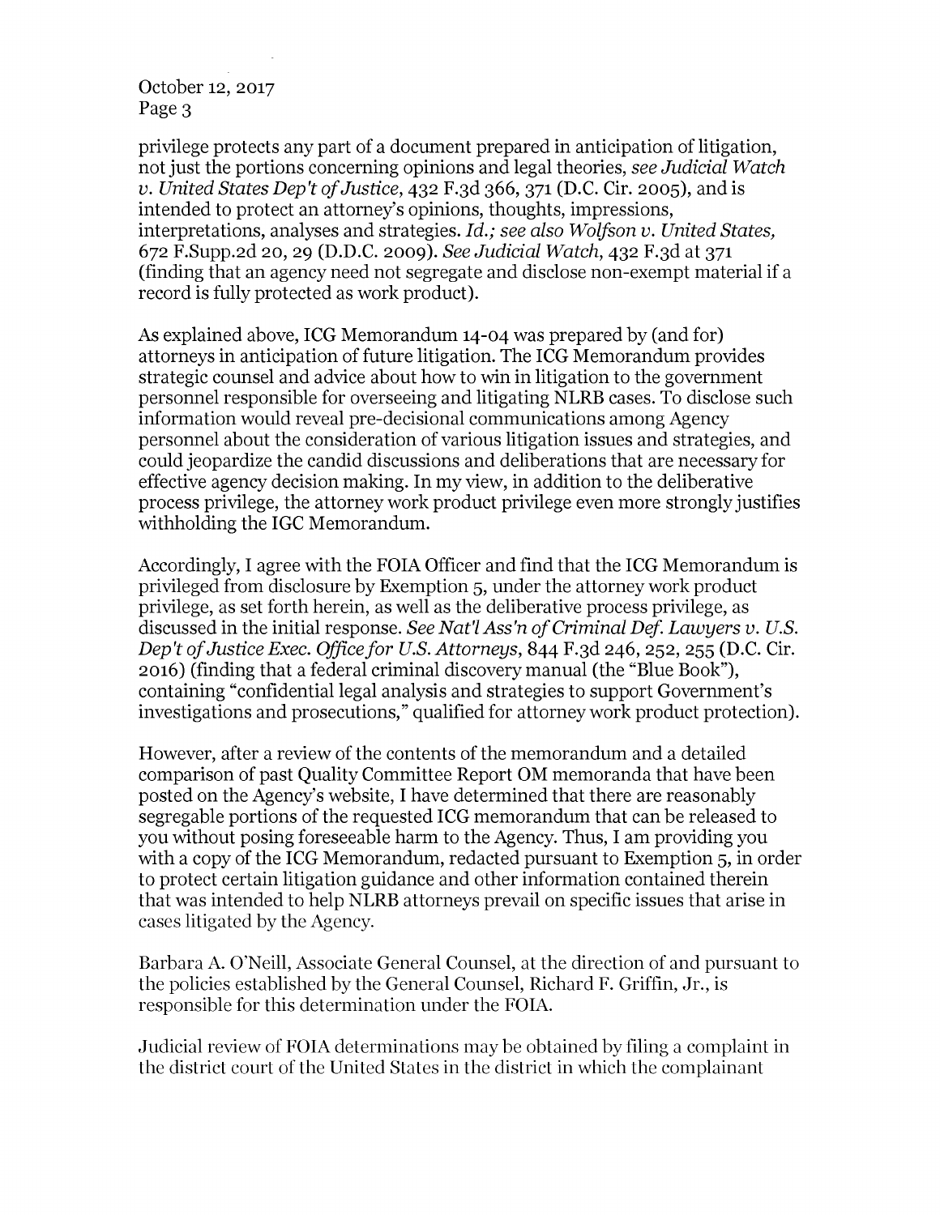privilege protects any part of a document prepared in anticipation of litigation, not just the portions concerning opinions and legal theories, *see Judicial Watch v. United States Dep't of Justice*, 432 F.3d 366, 371 (D.C. Cir. 2005), and is intended to protect an attorney's opinions, thoughts, impressions, interpretations, analyses and strategies. *Id.; see also Wolfson v. United States*, 672 F.Supp.2d 20, 29 (D.D.C. 2009). *See Judicial Watch*, 432 F.3d at 371 (finding that an agency need not segregate and disclose non-exempt material if a record is fully protected as work product).

As explained above, ICG Memorandum 14-04 was prepared by (and for) attorneys in anticipation of future litigation. The ICG Memorandum provides strategic counsel and advice about how to win in litigation to the government personnel responsible for overseeing and litigating NLRB cases. To disclose such information would reveal pre-decisional communications among Agency personnel about the consideration of various litigation issues and strategies, and could jeopardize the candid discussions and deliberations that are necessary for effective agency decision making. In my view, in addition to the deliberative process privilege, the attorney work product privilege even more strongly justifies withholding the IGC Memorandum.

Accordingly, I agree with the FOIA Officer and find that the ICG Memorandum is privileged from disclosure by Exemption 5, under the attorney work product privilege, as set forth herein, as well as the deliberative process privilege, as discussed in the initial response. *See Nat'l Ass'n of Criminal Def. Lawyers v. U.S. Dep't of Justice Exec. Office for U.S. Attorneys*, 844 F.3d 246, 252, 255 (D.C. Cir. 2016) (finding that a federal criminal discovery manual (the "Blue Book"), containing "confidential legal analysis and strategies to support Government's investigations and prosecutions," qualified for attorney work product protection).

However, after a review of the contents of the memorandum and a detailed comparison of past Quality Committee Report OM memoranda that have been posted on the Agency's website, I have determined that there are reasonably segregable portions of the requested ICG memorandum that can be released to you without posing foreseeable harm to the Agency. Thus, I am providing you with a copy of the ICG Memorandum, redacted pursuant to Exemption 5, in order to protect certain litigation guidance and other information contained therein that was intended to help NLRB attorneys prevail on specific issues that arise in cases litigated by the Agency.

Barbara A. O'Neill, Associate General Counsel, at the direction of and pursuant to the policies established by the General Counsel, Richard F. Griffin, Jr., is responsible for this determination under the FOIA.

Judicial review of FOIA determinations may be obtained by filing a complaint in the district court of the United States in the district in which the complainant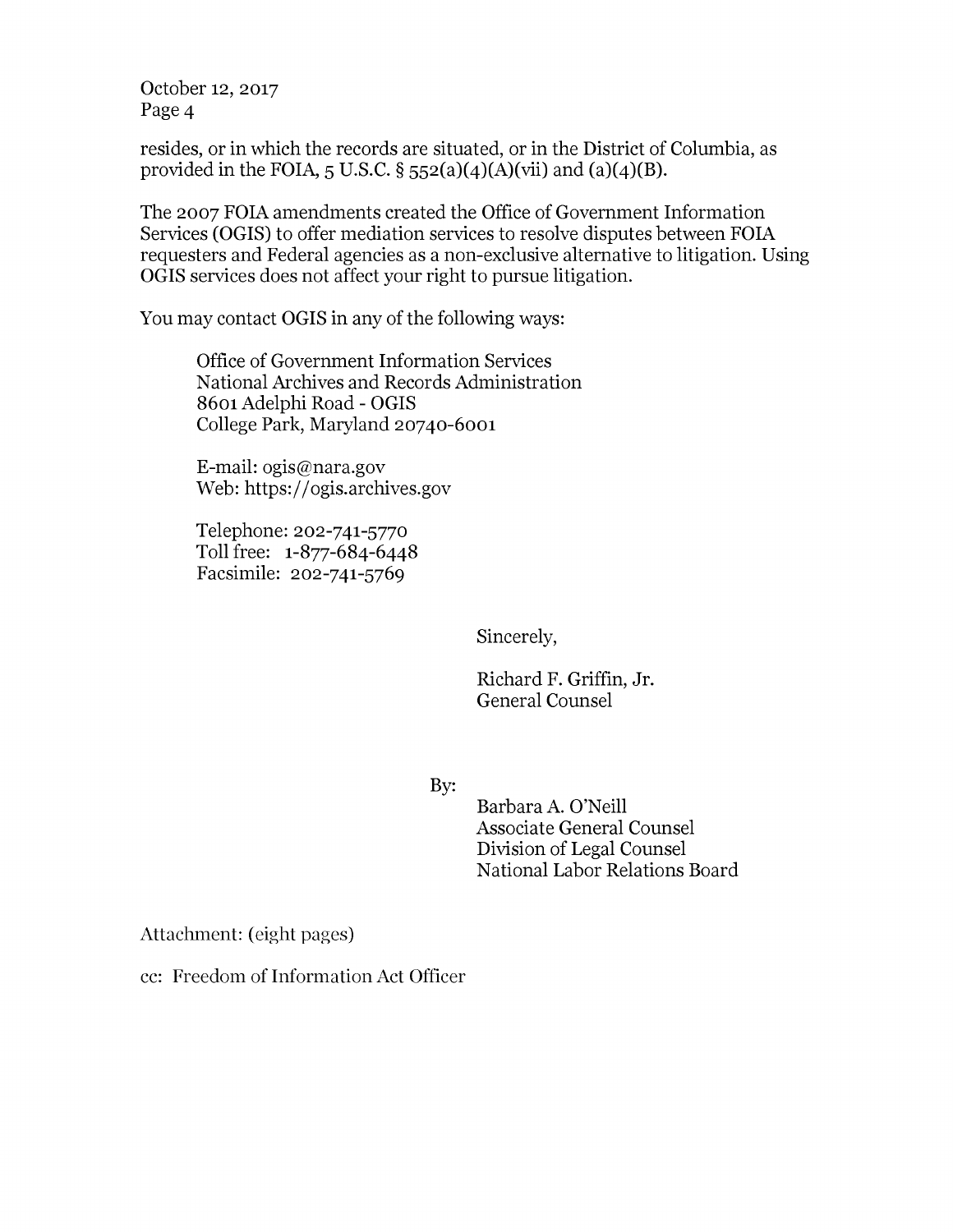resides, or in which the records are situated, or in the District of Columbia, as provided in the FOIA, 5 U.S.C. § 552(a)(4)(A)(vii) and (a)(4)(B).

The 2007 FOIA amendments created the Office of Government Information Services (OGIS) to offer mediation services to resolve disputes between FOIA requesters and Federal agencies as a non-exclusive alternative to litigation. Using OGIS services does not affect your right to pursue litigation.

You may contact OGIS in any of the following ways:

> Office of Government Information Services
> National Archives and Records Administration
> 8601 Adelphi Road - OGIS
> College Park, Maryland 20740-6001
>
> E-mail: ogis@nara.gov
> Web: https://ogis.archives.gov
>
> Telephone: 202-741-5770
> Toll free: 1-877-684-6448
> Facsimile: 202-741-5769

Sincerely,

Richard F. Griffin, Jr.
General Counsel

By:
Barbara A. O'Neill
Associate General Counsel
Division of Legal Counsel
National Labor Relations Board

Attachment: (eight pages)

cc: Freedom of Information Act Officer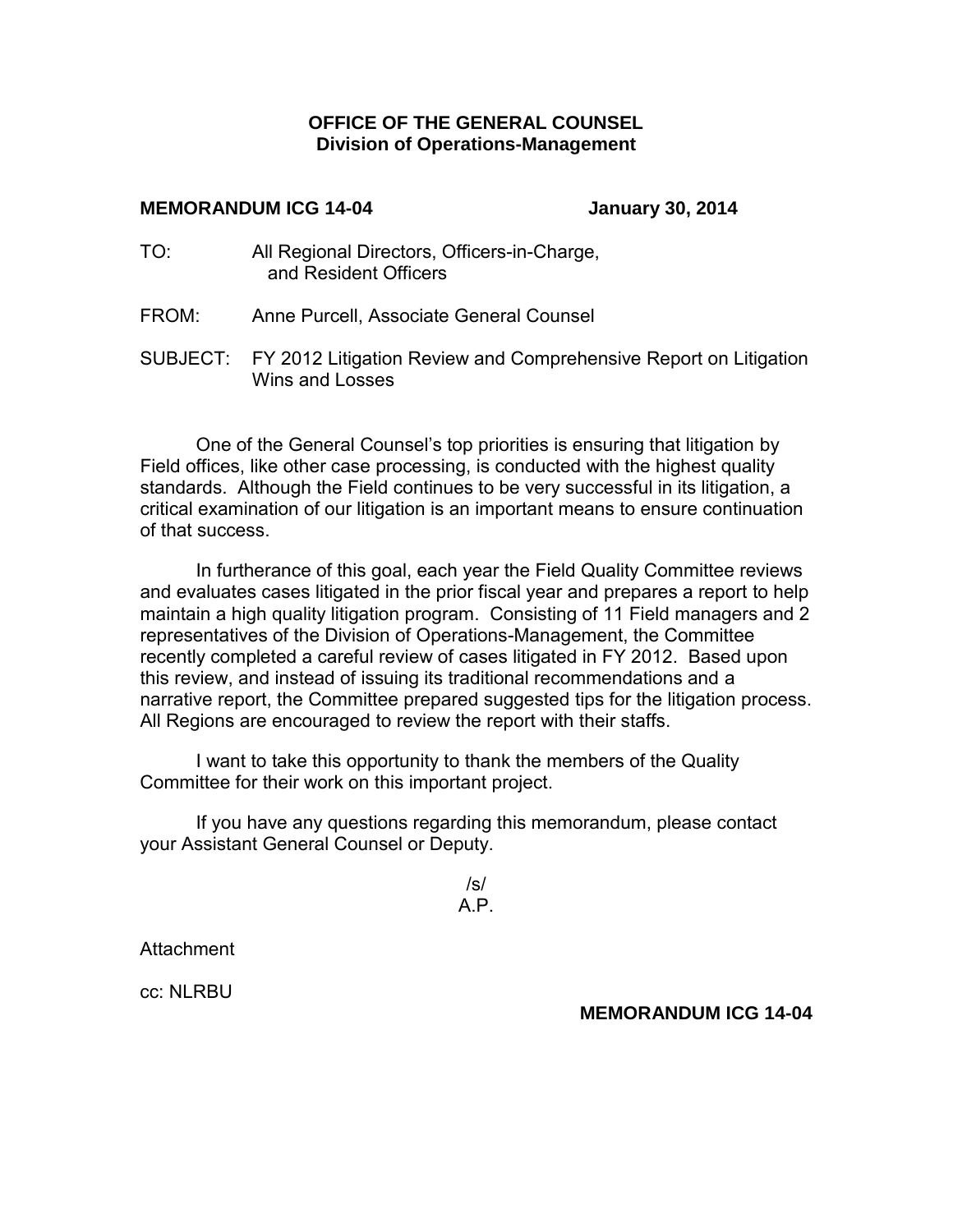**OFFICE OF THE GENERAL COUNSEL**
**Division of Operations-Management**

**MEMORANDUM ICG 14-04** **January 30, 2014**

TO: All Regional Directors, Officers-in-Charge, and Resident Officers

FROM: Anne Purcell, Associate General Counsel

SUBJECT: FY 2012 Litigation Review and Comprehensive Report on Litigation Wins and Losses

One of the General Counsel's top priorities is ensuring that litigation by Field offices, like other case processing, is conducted with the highest quality standards. Although the Field continues to be very successful in its litigation, a critical examination of our litigation is an important means to ensure continuation of that success.

In furtherance of this goal, each year the Field Quality Committee reviews and evaluates cases litigated in the prior fiscal year and prepares a report to help maintain a high quality litigation program. Consisting of 11 Field managers and 2 representatives of the Division of Operations-Management, the Committee recently completed a careful review of cases litigated in FY 2012. Based upon this review, and instead of issuing its traditional recommendations and a narrative report, the Committee prepared suggested tips for the litigation process. All Regions are encouraged to review the report with their staffs.

I want to take this opportunity to thank the members of the Quality Committee for their work on this important project.

If you have any questions regarding this memorandum, please contact your Assistant General Counsel or Deputy.

/s/
A.P.

Attachment

cc: NLRBU

**MEMORANDUM ICG 14-04**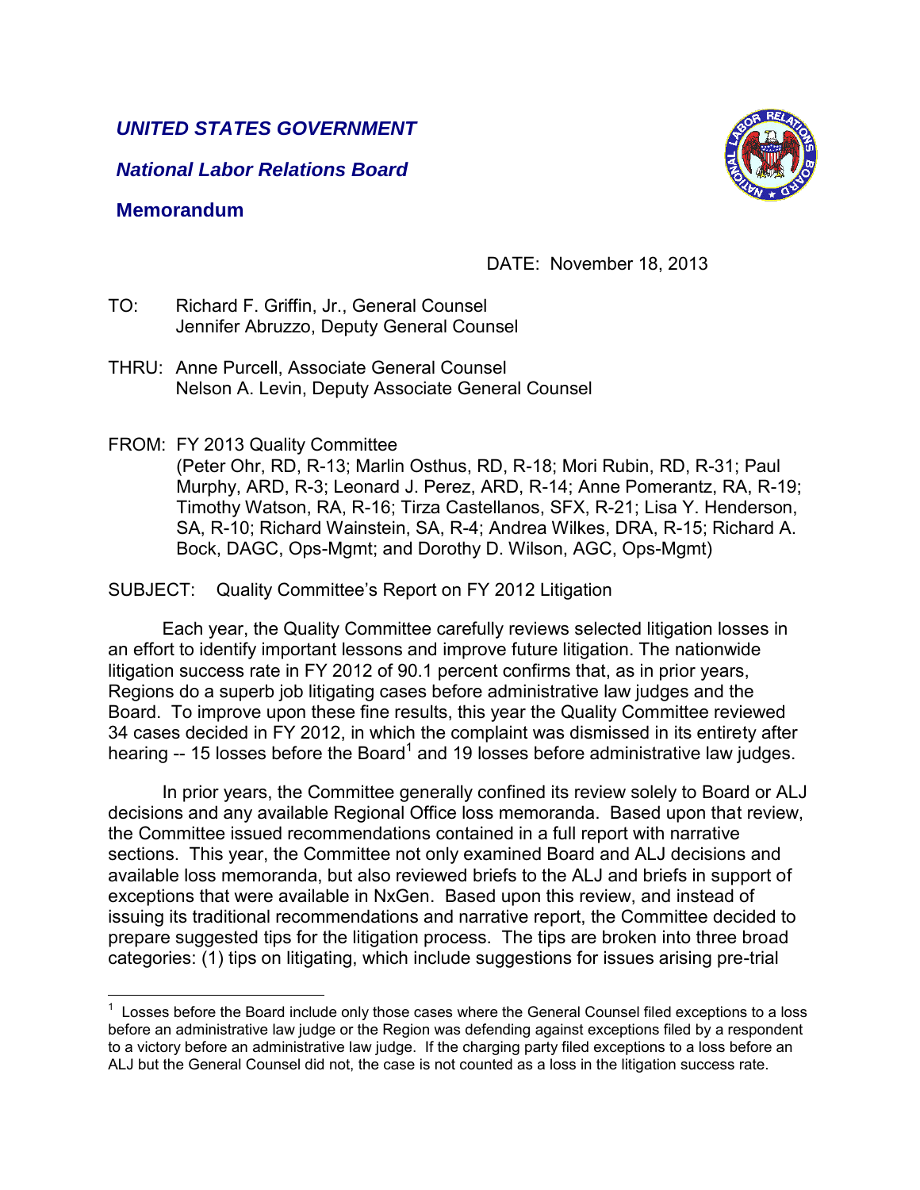***UNITED STATES GOVERNMENT***

***National Labor Relations Board***

**Memorandum**

DATE: November 18, 2013

TO: Richard F. Griffin, Jr., General Counsel
Jennifer Abruzzo, Deputy General Counsel

THRU: Anne Purcell, Associate General Counsel
Nelson A. Levin, Deputy Associate General Counsel

FROM: FY 2013 Quality Committee
(Peter Ohr, RD, R-13; Marlin Osthus, RD, R-18; Mori Rubin, RD, R-31; Paul Murphy, ARD, R-3; Leonard J. Perez, ARD, R-14; Anne Pomerantz, RA, R-19; Timothy Watson, RA, R-16; Tirza Castellanos, SFX, R-21; Lisa Y. Henderson, SA, R-10; Richard Wainstein, SA, R-4; Andrea Wilkes, DRA, R-15; Richard A. Bock, DAGC, Ops-Mgmt; and Dorothy D. Wilson, AGC, Ops-Mgmt)

SUBJECT: Quality Committee's Report on FY 2012 Litigation

Each year, the Quality Committee carefully reviews selected litigation losses in an effort to identify important lessons and improve future litigation. The nationwide litigation success rate in FY 2012 of 90.1 percent confirms that, as in prior years, Regions do a superb job litigating cases before administrative law judges and the Board. To improve upon these fine results, this year the Quality Committee reviewed 34 cases decided in FY 2012, in which the complaint was dismissed in its entirety after hearing -- 15 losses before the Board[1] and 19 losses before administrative law judges.

In prior years, the Committee generally confined its review solely to Board or ALJ decisions and any available Regional Office loss memoranda. Based upon that review, the Committee issued recommendations contained in a full report with narrative sections. This year, the Committee not only examined Board and ALJ decisions and available loss memoranda, but also reviewed briefs to the ALJ and briefs in support of exceptions that were available in NxGen. Based upon this review, and instead of issuing its traditional recommendations and narrative report, the Committee decided to prepare suggested tips for the litigation process. The tips are broken into three broad categories: (1) tips on litigating, which include suggestions for issues arising pre-trial

[1] Losses before the Board include only those cases where the General Counsel filed exceptions to a loss before an administrative law judge or the Region was defending against exceptions filed by a respondent to a victory before an administrative law judge. If the charging party filed exceptions to a loss before an ALJ but the General Counsel did not, the case is not counted as a loss in the litigation success rate.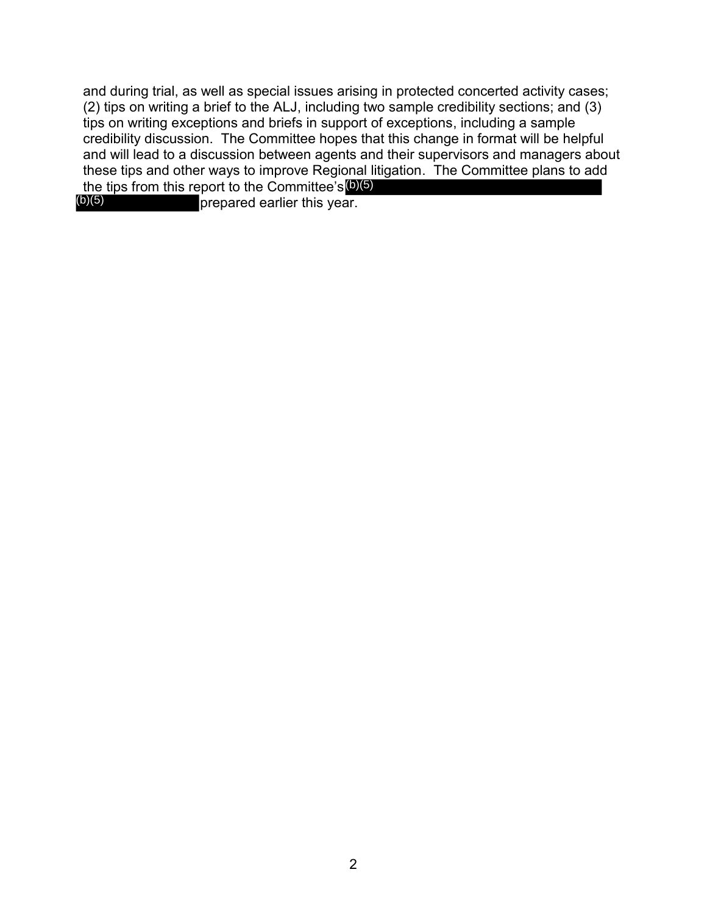and during trial, as well as special issues arising in protected concerted activity cases; (2) tips on writing a brief to the ALJ, including two sample credibility sections; and (3) tips on writing exceptions and briefs in support of exceptions, including a sample credibility discussion. The Committee hopes that this change in format will be helpful and will lead to a discussion between agents and their supervisors and managers about these tips and other ways to improve Regional litigation. The Committee plans to add the tips from this report to the Committee's (b)(5) (b)(5) prepared earlier this year.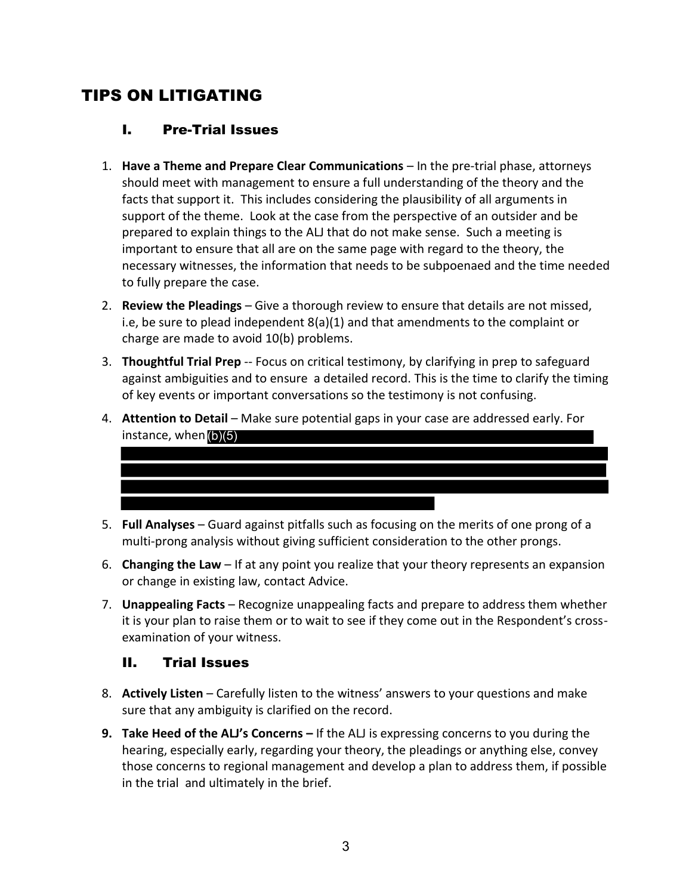# TIPS ON LITIGATING

## I. Pre-Trial Issues

1. **Have a Theme and Prepare Clear Communications** – In the pre-trial phase, attorneys should meet with management to ensure a full understanding of the theory and the facts that support it. This includes considering the plausibility of all arguments in support of the theme. Look at the case from the perspective of an outsider and be prepared to explain things to the ALJ that do not make sense. Such a meeting is important to ensure that all are on the same page with regard to the theory, the necessary witnesses, the information that needs to be subpoenaed and the time needed to fully prepare the case.
2. **Review the Pleadings** – Give a thorough review to ensure that details are not missed, i.e, be sure to plead independent 8(a)(1) and that amendments to the complaint or charge are made to avoid 10(b) problems.
3. **Thoughtful Trial Prep** -- Focus on critical testimony, by clarifying in prep to safeguard against ambiguities and to ensure a detailed record. This is the time to clarify the timing of key events or important conversations so the testimony is not confusing.
4. **Attention to Detail** – Make sure potential gaps in your case are addressed early. For instance, when (b)(5)
5. **Full Analyses** – Guard against pitfalls such as focusing on the merits of one prong of a multi-prong analysis without giving sufficient consideration to the other prongs.
6. **Changing the Law** – If at any point you realize that your theory represents an expansion or change in existing law, contact Advice.
7. **Unappealing Facts** – Recognize unappealing facts and prepare to address them whether it is your plan to raise them or to wait to see if they come out in the Respondent's cross-examination of your witness.

## II. Trial Issues

8. **Actively Listen** – Carefully listen to the witness' answers to your questions and make sure that any ambiguity is clarified on the record.
9. **Take Heed of the ALJ's Concerns –** If the ALJ is expressing concerns to you during the hearing, especially early, regarding your theory, the pleadings or anything else, convey those concerns to regional management and develop a plan to address them, if possible in the trial and ultimately in the brief.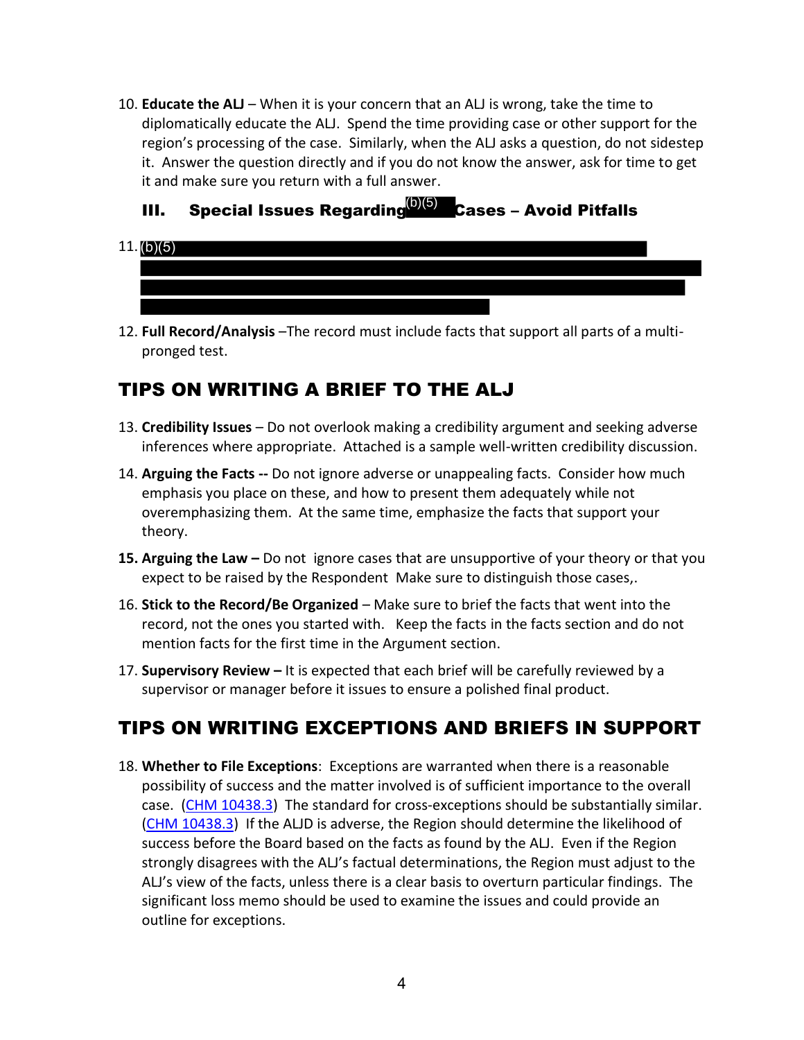10. **Educate the ALJ** – When it is your concern that an ALJ is wrong, take the time to diplomatically educate the ALJ. Spend the time providing case or other support for the region's processing of the case. Similarly, when the ALJ asks a question, do not sidestep it. Answer the question directly and if you do not know the answer, ask for time to get it and make sure you return with a full answer.

### III. Special Issues Regarding (b)(5) Cases – Avoid Pitfalls

11. (b)(5)

12. **Full Record/Analysis** –The record must include facts that support all parts of a multi-pronged test.

## TIPS ON WRITING A BRIEF TO THE ALJ

13. **Credibility Issues** – Do not overlook making a credibility argument and seeking adverse inferences where appropriate. Attached is a sample well-written credibility discussion.

14. **Arguing the Facts --** Do not ignore adverse or unappealing facts. Consider how much emphasis you place on these, and how to present them adequately while not overemphasizing them. At the same time, emphasize the facts that support your theory.

15. **Arguing the Law –** Do not ignore cases that are unsupportive of your theory or that you expect to be raised by the Respondent Make sure to distinguish those cases,.

16. **Stick to the Record/Be Organized** – Make sure to brief the facts that went into the record, not the ones you started with. Keep the facts in the facts section and do not mention facts for the first time in the Argument section.

17. **Supervisory Review –** It is expected that each brief will be carefully reviewed by a supervisor or manager before it issues to ensure a polished final product.

## TIPS ON WRITING EXCEPTIONS AND BRIEFS IN SUPPORT

18. **Whether to File Exceptions**: Exceptions are warranted when there is a reasonable possibility of success and the matter involved is of sufficient importance to the overall case. (CHM 10438.3) The standard for cross-exceptions should be substantially similar. (CHM 10438.3) If the ALJD is adverse, the Region should determine the likelihood of success before the Board based on the facts as found by the ALJ. Even if the Region strongly disagrees with the ALJ's factual determinations, the Region must adjust to the ALJ's view of the facts, unless there is a clear basis to overturn particular findings. The significant loss memo should be used to examine the issues and could provide an outline for exceptions.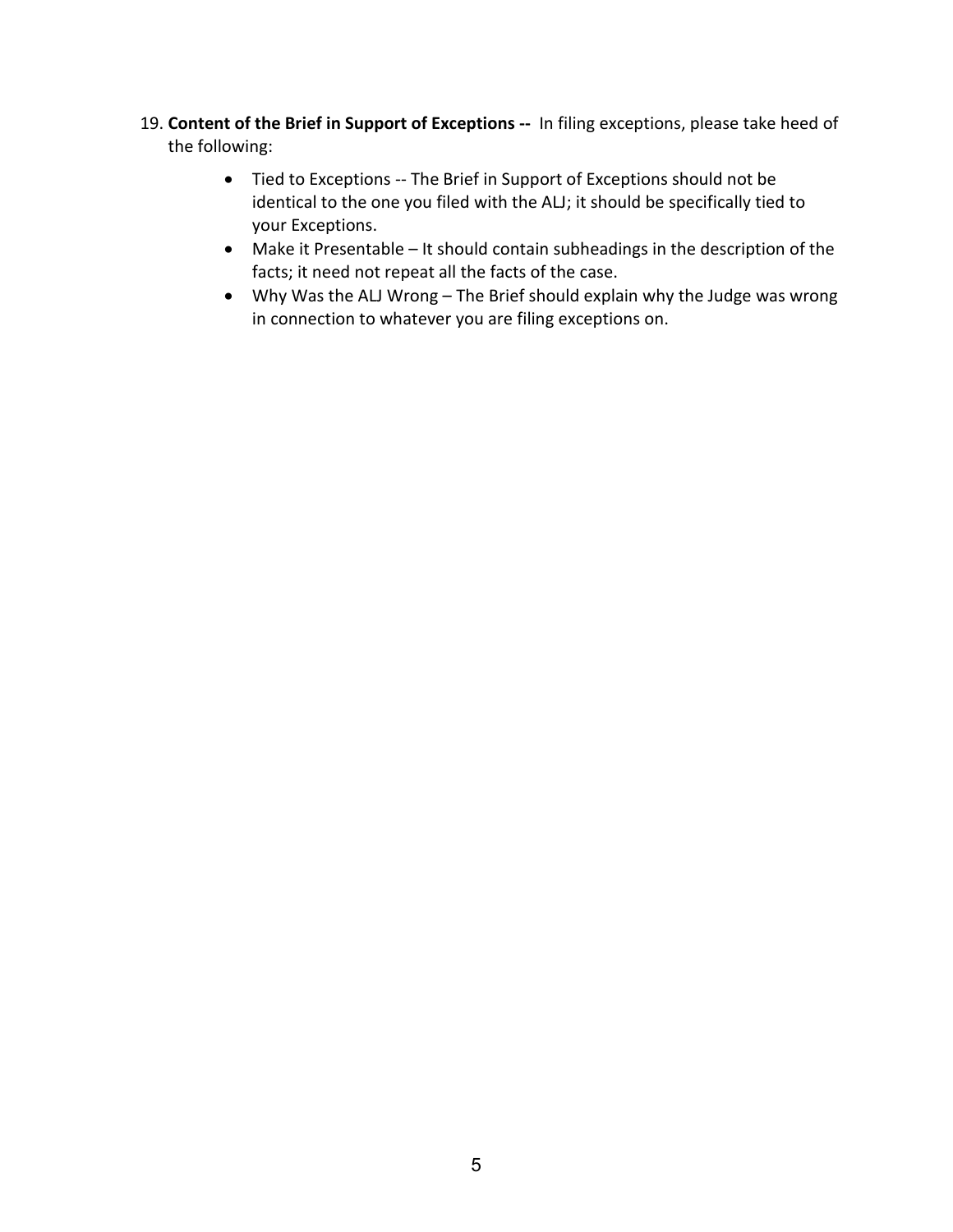19. **Content of the Brief in Support of Exceptions --** In filing exceptions, please take heed of the following:

    - Tied to Exceptions -- The Brief in Support of Exceptions should not be identical to the one you filed with the ALJ; it should be specifically tied to your Exceptions.
    - Make it Presentable – It should contain subheadings in the description of the facts; it need not repeat all the facts of the case.
    - Why Was the ALJ Wrong – The Brief should explain why the Judge was wrong in connection to whatever you are filing exceptions on.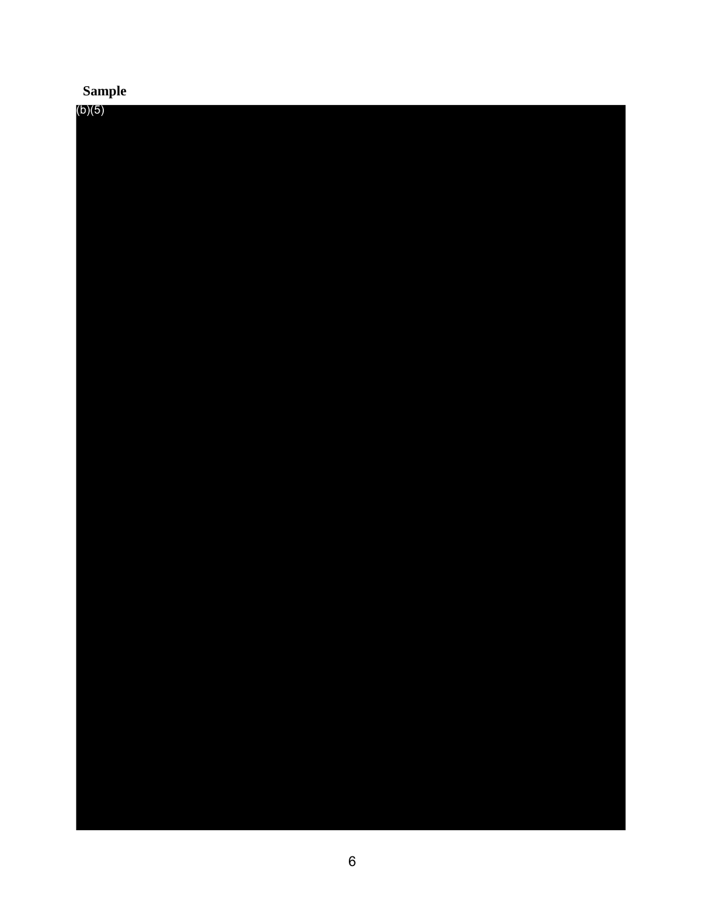**Sample**

(b)(5)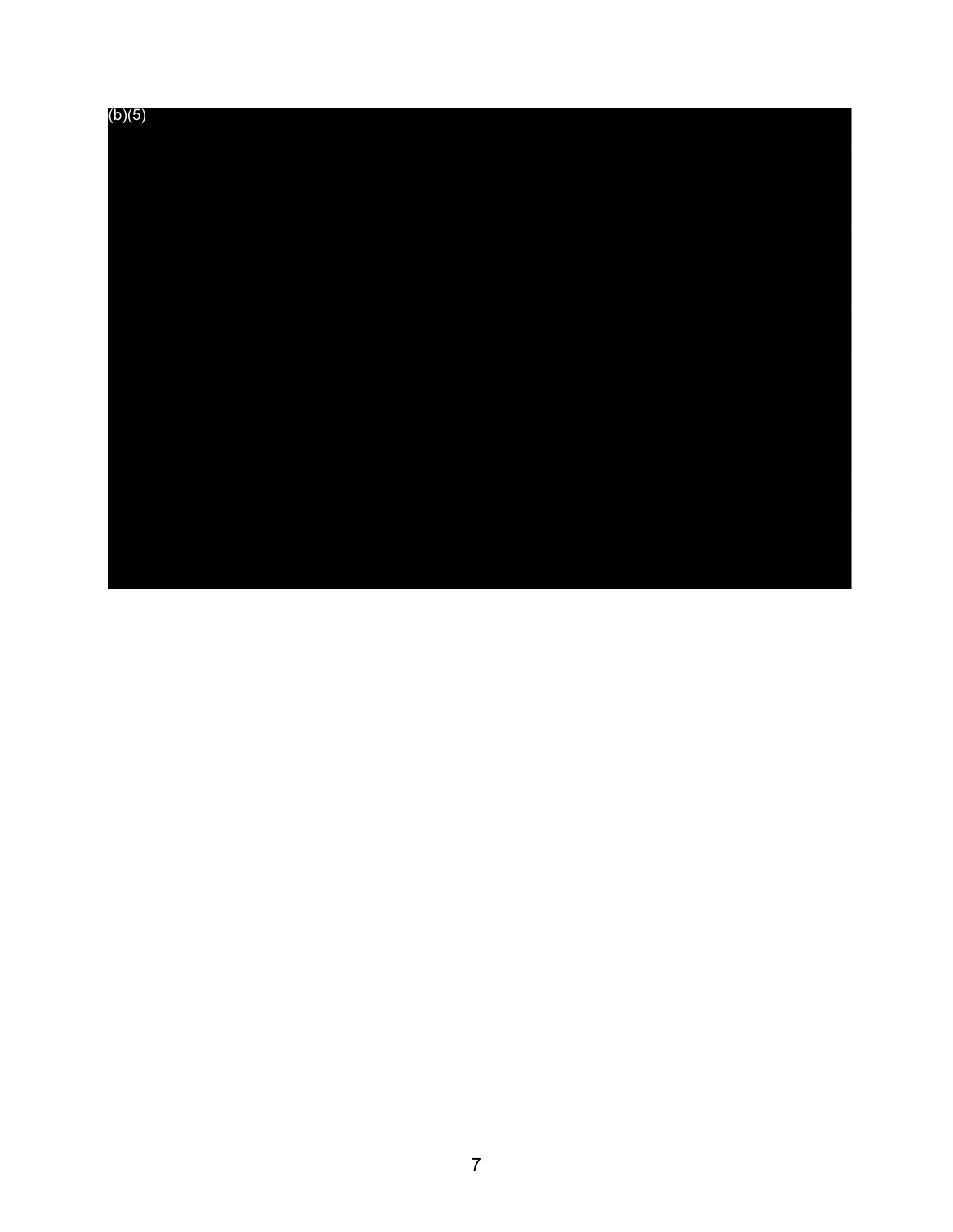(b)(5)